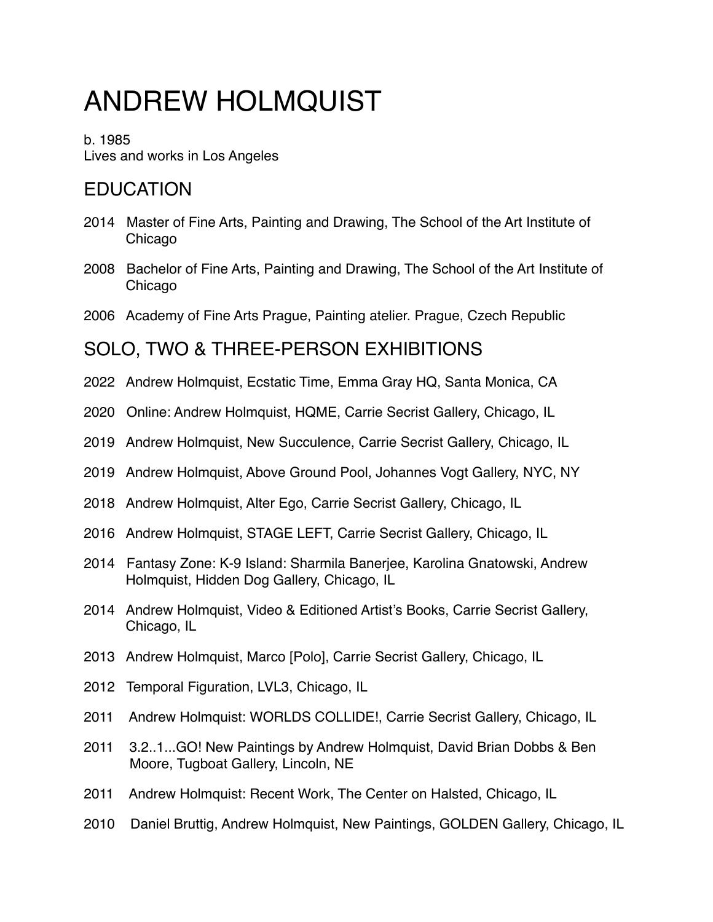# ANDREW HOLMQUIST

b. 1985
Lives and works in Los Angeles

## EDUCATION

2014 Master of Fine Arts, Painting and Drawing, The School of the Art Institute of Chicago

2008 Bachelor of Fine Arts, Painting and Drawing, The School of the Art Institute of Chicago

2006 Academy of Fine Arts Prague, Painting atelier. Prague, Czech Republic

## SOLO, TWO & THREE-PERSON EXHIBITIONS

2022 Andrew Holmquist, Ecstatic Time, Emma Gray HQ, Santa Monica, CA

2020 Online: Andrew Holmquist, HQME, Carrie Secrist Gallery, Chicago, IL

2019 Andrew Holmquist, New Succulence, Carrie Secrist Gallery, Chicago, IL

2019 Andrew Holmquist, Above Ground Pool, Johannes Vogt Gallery, NYC, NY

2018 Andrew Holmquist, Alter Ego, Carrie Secrist Gallery, Chicago, IL

2016 Andrew Holmquist, STAGE LEFT, Carrie Secrist Gallery, Chicago, IL

2014 Fantasy Zone: K-9 Island: Sharmila Banerjee, Karolina Gnatowski, Andrew Holmquist, Hidden Dog Gallery, Chicago, IL

2014 Andrew Holmquist, Video & Editioned Artist's Books, Carrie Secrist Gallery, Chicago, IL

2013 Andrew Holmquist, Marco [Polo], Carrie Secrist Gallery, Chicago, IL

2012 Temporal Figuration, LVL3, Chicago, IL

2011 Andrew Holmquist: WORLDS COLLIDE!, Carrie Secrist Gallery, Chicago, IL

2011 3.2..1...GO! New Paintings by Andrew Holmquist, David Brian Dobbs & Ben Moore, Tugboat Gallery, Lincoln, NE

2011 Andrew Holmquist: Recent Work, The Center on Halsted, Chicago, IL

2010 Daniel Bruttig, Andrew Holmquist, New Paintings, GOLDEN Gallery, Chicago, IL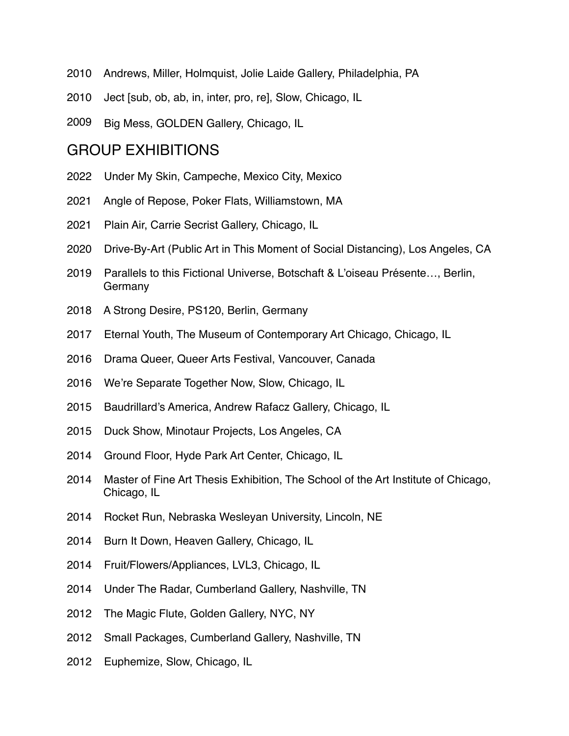2010 Andrews, Miller, Holmquist, Jolie Laide Gallery, Philadelphia, PA

2010 Ject [sub, ob, ab, in, inter, pro, re], Slow, Chicago, IL

2009 Big Mess, GOLDEN Gallery, Chicago, IL

## GROUP EXHIBITIONS

2022 Under My Skin, Campeche, Mexico City, Mexico

2021 Angle of Repose, Poker Flats, Williamstown, MA

2021 Plain Air, Carrie Secrist Gallery, Chicago, IL

2020 Drive-By-Art (Public Art in This Moment of Social Distancing), Los Angeles, CA

2019 Parallels to this Fictional Universe, Botschaft & L'oiseau Présente…, Berlin, Germany

2018 A Strong Desire, PS120, Berlin, Germany

2017 Eternal Youth, The Museum of Contemporary Art Chicago, Chicago, IL

2016 Drama Queer, Queer Arts Festival, Vancouver, Canada

2016 We're Separate Together Now, Slow, Chicago, IL

2015 Baudrillard's America, Andrew Rafacz Gallery, Chicago, IL

2015 Duck Show, Minotaur Projects, Los Angeles, CA

2014 Ground Floor, Hyde Park Art Center, Chicago, IL

2014 Master of Fine Art Thesis Exhibition, The School of the Art Institute of Chicago, Chicago, IL

2014 Rocket Run, Nebraska Wesleyan University, Lincoln, NE

2014 Burn It Down, Heaven Gallery, Chicago, IL

2014 Fruit/Flowers/Appliances, LVL3, Chicago, IL

2014 Under The Radar, Cumberland Gallery, Nashville, TN

2012 The Magic Flute, Golden Gallery, NYC, NY

2012 Small Packages, Cumberland Gallery, Nashville, TN

2012 Euphemize, Slow, Chicago, IL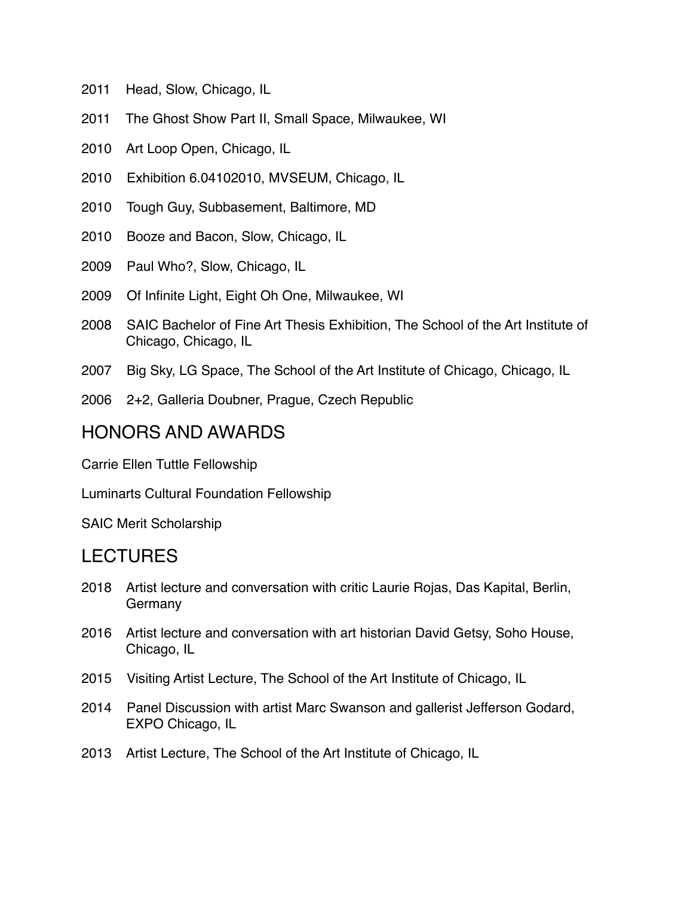2011 Head, Slow, Chicago, IL

2011 The Ghost Show Part II, Small Space, Milwaukee, WI

2010 Art Loop Open, Chicago, IL

2010 Exhibition 6.04102010, MVSEUM, Chicago, IL

2010 Tough Guy, Subbasement, Baltimore, MD

2010 Booze and Bacon, Slow, Chicago, IL

2009 Paul Who?, Slow, Chicago, IL

2009 Of Infinite Light, Eight Oh One, Milwaukee, WI

2008 SAIC Bachelor of Fine Art Thesis Exhibition, The School of the Art Institute of Chicago, Chicago, IL

2007 Big Sky, LG Space, The School of the Art Institute of Chicago, Chicago, IL

2006 2+2, Galleria Doubner, Prague, Czech Republic

## HONORS AND AWARDS

Carrie Ellen Tuttle Fellowship

Luminarts Cultural Foundation Fellowship

SAIC Merit Scholarship

## LECTURES

2018 Artist lecture and conversation with critic Laurie Rojas, Das Kapital, Berlin, Germany

2016 Artist lecture and conversation with art historian David Getsy, Soho House, Chicago, IL

2015 Visiting Artist Lecture, The School of the Art Institute of Chicago, IL

2014 Panel Discussion with artist Marc Swanson and gallerist Jefferson Godard, EXPO Chicago, IL

2013 Artist Lecture, The School of the Art Institute of Chicago, IL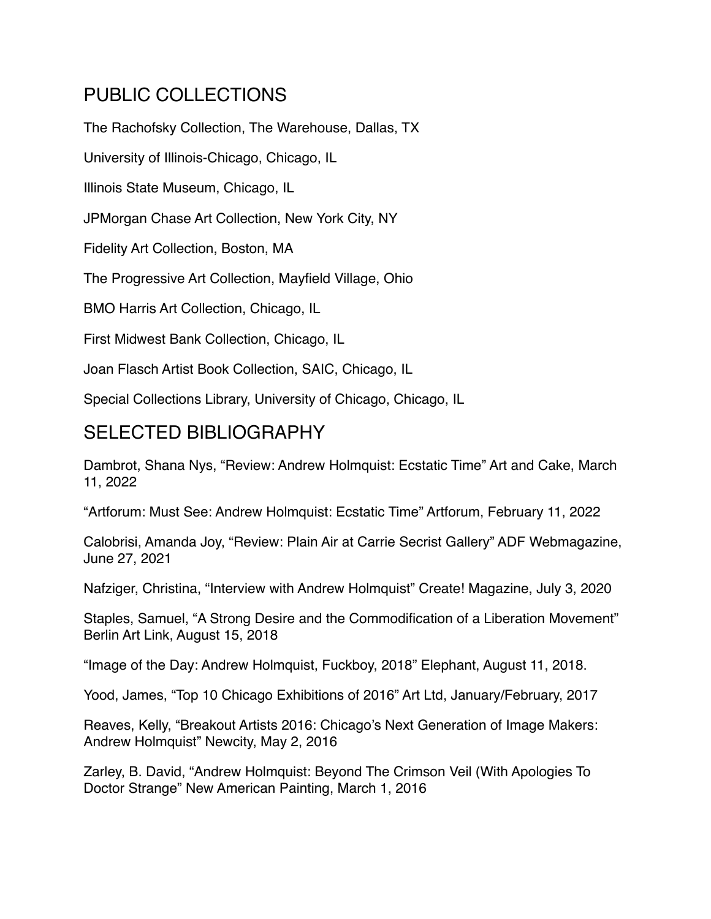## PUBLIC COLLECTIONS

The Rachofsky Collection, The Warehouse, Dallas, TX

University of Illinois-Chicago, Chicago, IL

Illinois State Museum, Chicago, IL

JPMorgan Chase Art Collection, New York City, NY

Fidelity Art Collection, Boston, MA

The Progressive Art Collection, Mayfield Village, Ohio

BMO Harris Art Collection, Chicago, IL

First Midwest Bank Collection, Chicago, IL

Joan Flasch Artist Book Collection, SAIC, Chicago, IL

Special Collections Library, University of Chicago, Chicago, IL

## SELECTED BIBLIOGRAPHY

Dambrot, Shana Nys, "Review: Andrew Holmquist: Ecstatic Time" Art and Cake, March 11, 2022

"Artforum: Must See: Andrew Holmquist: Ecstatic Time" Artforum, February 11, 2022

Calobrisi, Amanda Joy, "Review: Plain Air at Carrie Secrist Gallery" ADF Webmagazine, June 27, 2021

Nafziger, Christina, "Interview with Andrew Holmquist" Create! Magazine, July 3, 2020

Staples, Samuel, "A Strong Desire and the Commodification of a Liberation Movement" Berlin Art Link, August 15, 2018

"Image of the Day: Andrew Holmquist, Fuckboy, 2018" Elephant, August 11, 2018.

Yood, James, "Top 10 Chicago Exhibitions of 2016" Art Ltd, January/February, 2017

Reaves, Kelly, "Breakout Artists 2016: Chicago's Next Generation of Image Makers: Andrew Holmquist" Newcity, May 2, 2016

Zarley, B. David, "Andrew Holmquist: Beyond The Crimson Veil (With Apologies To Doctor Strange" New American Painting, March 1, 2016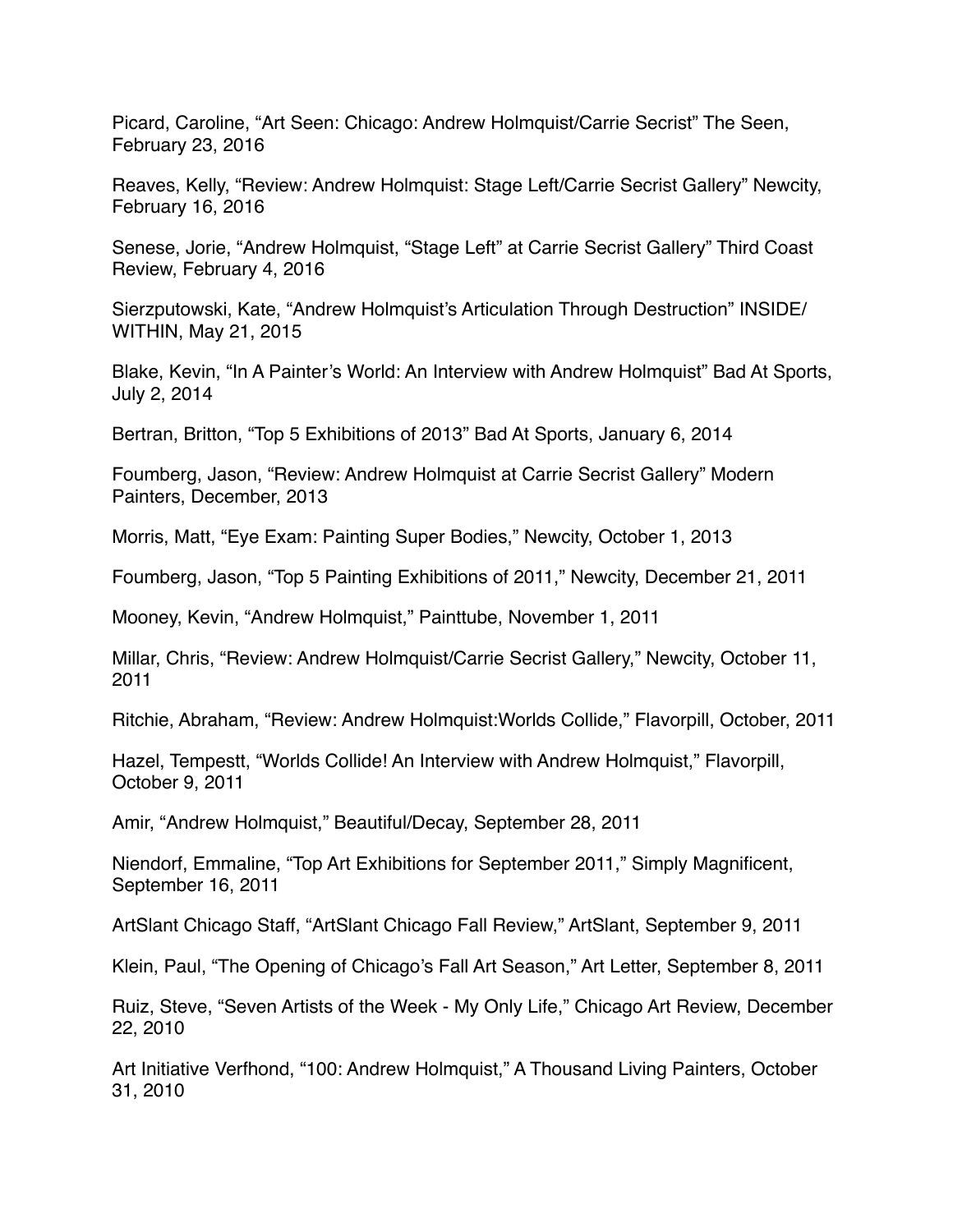Picard, Caroline, “Art Seen: Chicago: Andrew Holmquist/Carrie Secrist” The Seen, February 23, 2016

Reaves, Kelly, “Review: Andrew Holmquist: Stage Left/Carrie Secrist Gallery” Newcity, February 16, 2016

Senese, Jorie, “Andrew Holmquist, “Stage Left” at Carrie Secrist Gallery” Third Coast Review, February 4, 2016

Sierzputowski, Kate, “Andrew Holmquist’s Articulation Through Destruction” INSIDE/WITHIN, May 21, 2015

Blake, Kevin, “In A Painter’s World: An Interview with Andrew Holmquist” Bad At Sports, July 2, 2014

Bertran, Britton, “Top 5 Exhibitions of 2013” Bad At Sports, January 6, 2014

Foumberg, Jason, “Review: Andrew Holmquist at Carrie Secrist Gallery” Modern Painters, December, 2013

Morris, Matt, “Eye Exam: Painting Super Bodies,” Newcity, October 1, 2013

Foumberg, Jason, “Top 5 Painting Exhibitions of 2011,” Newcity, December 21, 2011

Mooney, Kevin, “Andrew Holmquist,” Painttube, November 1, 2011

Millar, Chris, “Review: Andrew Holmquist/Carrie Secrist Gallery,” Newcity, October 11, 2011

Ritchie, Abraham, “Review: Andrew Holmquist:Worlds Collide,” Flavorpill, October, 2011

Hazel, Tempestt, “Worlds Collide! An Interview with Andrew Holmquist,” Flavorpill, October 9, 2011

Amir, “Andrew Holmquist,” Beautiful/Decay, September 28, 2011

Niendorf, Emmaline, “Top Art Exhibitions for September 2011,” Simply Magnificent, September 16, 2011

ArtSlant Chicago Staff, “ArtSlant Chicago Fall Review,” ArtSlant, September 9, 2011

Klein, Paul, “The Opening of Chicago’s Fall Art Season,” Art Letter, September 8, 2011

Ruiz, Steve, “Seven Artists of the Week - My Only Life,” Chicago Art Review, December 22, 2010

Art Initiative Verfhond, “100: Andrew Holmquist,” A Thousand Living Painters, October 31, 2010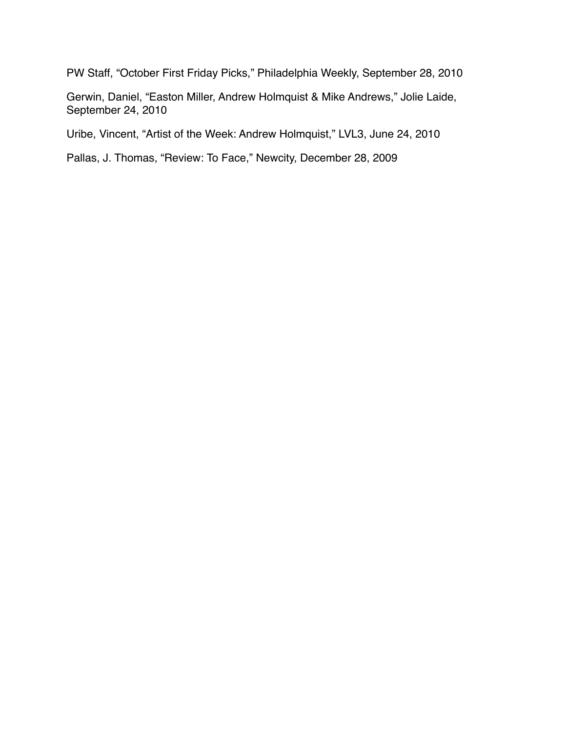PW Staff, “October First Friday Picks,” Philadelphia Weekly, September 28, 2010

Gerwin, Daniel, “Easton Miller, Andrew Holmquist & Mike Andrews,” Jolie Laide, September 24, 2010

Uribe, Vincent, “Artist of the Week: Andrew Holmquist,” LVL3, June 24, 2010

Pallas, J. Thomas, “Review: To Face,” Newcity, December 28, 2009